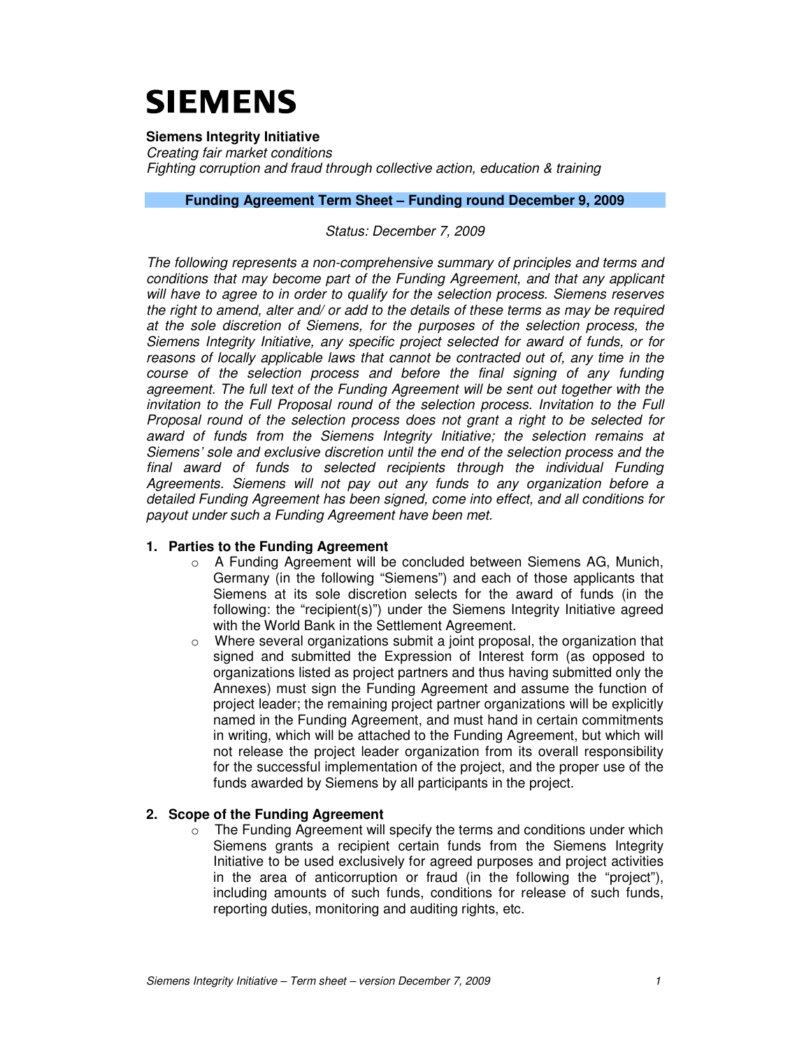# SIEMENS

**Siemens Integrity Initiative**

*Creating fair market conditions*

*Fighting corruption and fraud through collective action, education & training*

**Funding Agreement Term Sheet – Funding round December 9, 2009**

*Status: December 7, 2009*

*The following represents a non-comprehensive summary of principles and terms and conditions that may become part of the Funding Agreement, and that any applicant will have to agree to in order to qualify for the selection process. Siemens reserves the right to amend, alter and/ or add to the details of these terms as may be required at the sole discretion of Siemens, for the purposes of the selection process, the Siemens Integrity Initiative, any specific project selected for award of funds, or for reasons of locally applicable laws that cannot be contracted out of, any time in the course of the selection process and before the final signing of any funding agreement. The full text of the Funding Agreement will be sent out together with the invitation to the Full Proposal round of the selection process. Invitation to the Full Proposal round of the selection process does not grant a right to be selected for award of funds from the Siemens Integrity Initiative; the selection remains at Siemens' sole and exclusive discretion until the end of the selection process and the final award of funds to selected recipients through the individual Funding Agreements. Siemens will not pay out any funds to any organization before a detailed Funding Agreement has been signed, come into effect, and all conditions for payout under such a Funding Agreement have been met.*

## 1. Parties to the Funding Agreement

- A Funding Agreement will be concluded between Siemens AG, Munich, Germany (in the following "Siemens") and each of those applicants that Siemens at its sole discretion selects for the award of funds (in the following: the "recipient(s)") under the Siemens Integrity Initiative agreed with the World Bank in the Settlement Agreement.
- Where several organizations submit a joint proposal, the organization that signed and submitted the Expression of Interest form (as opposed to organizations listed as project partners and thus having submitted only the Annexes) must sign the Funding Agreement and assume the function of project leader; the remaining project partner organizations will be explicitly named in the Funding Agreement, and must hand in certain commitments in writing, which will be attached to the Funding Agreement, but which will not release the project leader organization from its overall responsibility for the successful implementation of the project, and the proper use of the funds awarded by Siemens by all participants in the project.

## 2. Scope of the Funding Agreement

- The Funding Agreement will specify the terms and conditions under which Siemens grants a recipient certain funds from the Siemens Integrity Initiative to be used exclusively for agreed purposes and project activities in the area of anticorruption or fraud (in the following the "project"), including amounts of such funds, conditions for release of such funds, reporting duties, monitoring and auditing rights, etc.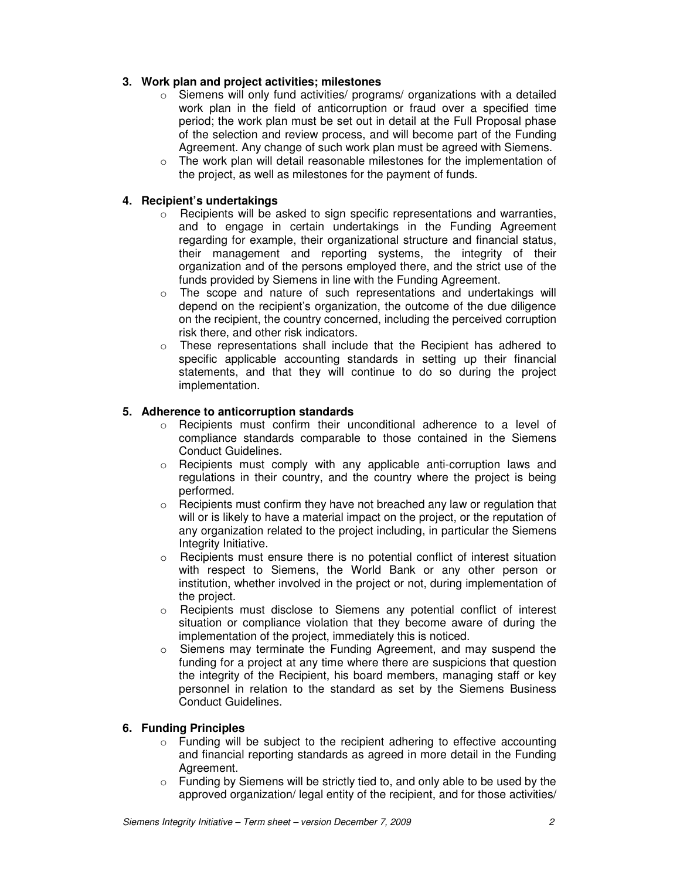## 3. Work plan and project activities; milestones

- Siemens will only fund activities/ programs/ organizations with a detailed work plan in the field of anticorruption or fraud over a specified time period; the work plan must be set out in detail at the Full Proposal phase of the selection and review process, and will become part of the Funding Agreement. Any change of such work plan must be agreed with Siemens.
- The work plan will detail reasonable milestones for the implementation of the project, as well as milestones for the payment of funds.

## 4. Recipient's undertakings

- Recipients will be asked to sign specific representations and warranties, and to engage in certain undertakings in the Funding Agreement regarding for example, their organizational structure and financial status, their management and reporting systems, the integrity of their organization and of the persons employed there, and the strict use of the funds provided by Siemens in line with the Funding Agreement.
- The scope and nature of such representations and undertakings will depend on the recipient's organization, the outcome of the due diligence on the recipient, the country concerned, including the perceived corruption risk there, and other risk indicators.
- These representations shall include that the Recipient has adhered to specific applicable accounting standards in setting up their financial statements, and that they will continue to do so during the project implementation.

## 5. Adherence to anticorruption standards

- Recipients must confirm their unconditional adherence to a level of compliance standards comparable to those contained in the Siemens Conduct Guidelines.
- Recipients must comply with any applicable anti-corruption laws and regulations in their country, and the country where the project is being performed.
- Recipients must confirm they have not breached any law or regulation that will or is likely to have a material impact on the project, or the reputation of any organization related to the project including, in particular the Siemens Integrity Initiative.
- Recipients must ensure there is no potential conflict of interest situation with respect to Siemens, the World Bank or any other person or institution, whether involved in the project or not, during implementation of the project.
- Recipients must disclose to Siemens any potential conflict of interest situation or compliance violation that they become aware of during the implementation of the project, immediately this is noticed.
- Siemens may terminate the Funding Agreement, and may suspend the funding for a project at any time where there are suspicions that question the integrity of the Recipient, his board members, managing staff or key personnel in relation to the standard as set by the Siemens Business Conduct Guidelines.

## 6. Funding Principles

- Funding will be subject to the recipient adhering to effective accounting and financial reporting standards as agreed in more detail in the Funding Agreement.
- Funding by Siemens will be strictly tied to, and only able to be used by the approved organization/ legal entity of the recipient, and for those activities/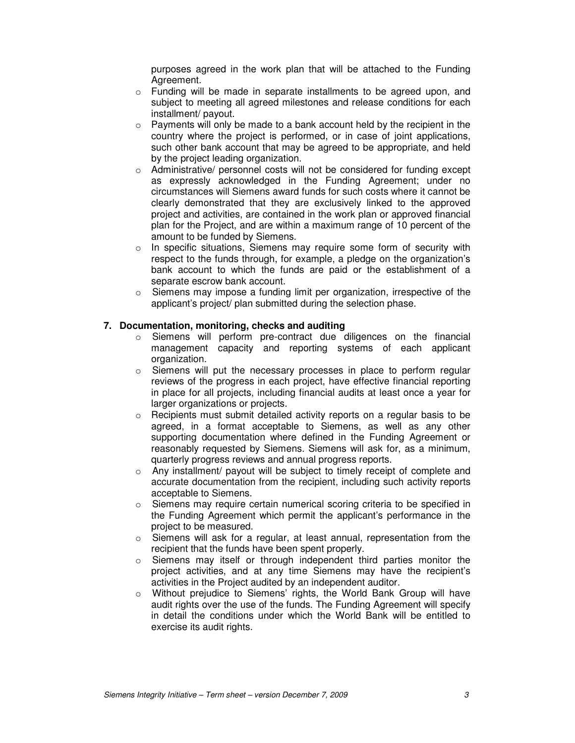purposes agreed in the work plan that will be attached to the Funding Agreement.

- Funding will be made in separate installments to be agreed upon, and subject to meeting all agreed milestones and release conditions for each installment/ payout.
- Payments will only be made to a bank account held by the recipient in the country where the project is performed, or in case of joint applications, such other bank account that may be agreed to be appropriate, and held by the project leading organization.
- Administrative/ personnel costs will not be considered for funding except as expressly acknowledged in the Funding Agreement; under no circumstances will Siemens award funds for such costs where it cannot be clearly demonstrated that they are exclusively linked to the approved project and activities, are contained in the work plan or approved financial plan for the Project, and are within a maximum range of 10 percent of the amount to be funded by Siemens.
- In specific situations, Siemens may require some form of security with respect to the funds through, for example, a pledge on the organization's bank account to which the funds are paid or the establishment of a separate escrow bank account.
- Siemens may impose a funding limit per organization, irrespective of the applicant's project/ plan submitted during the selection phase.

**7. Documentation, monitoring, checks and auditing**

- Siemens will perform pre-contract due diligences on the financial management capacity and reporting systems of each applicant organization.
- Siemens will put the necessary processes in place to perform regular reviews of the progress in each project, have effective financial reporting in place for all projects, including financial audits at least once a year for larger organizations or projects.
- Recipients must submit detailed activity reports on a regular basis to be agreed, in a format acceptable to Siemens, as well as any other supporting documentation where defined in the Funding Agreement or reasonably requested by Siemens. Siemens will ask for, as a minimum, quarterly progress reviews and annual progress reports.
- Any installment/ payout will be subject to timely receipt of complete and accurate documentation from the recipient, including such activity reports acceptable to Siemens.
- Siemens may require certain numerical scoring criteria to be specified in the Funding Agreement which permit the applicant's performance in the project to be measured.
- Siemens will ask for a regular, at least annual, representation from the recipient that the funds have been spent properly.
- Siemens may itself or through independent third parties monitor the project activities, and at any time Siemens may have the recipient's activities in the Project audited by an independent auditor.
- Without prejudice to Siemens' rights, the World Bank Group will have audit rights over the use of the funds. The Funding Agreement will specify in detail the conditions under which the World Bank will be entitled to exercise its audit rights.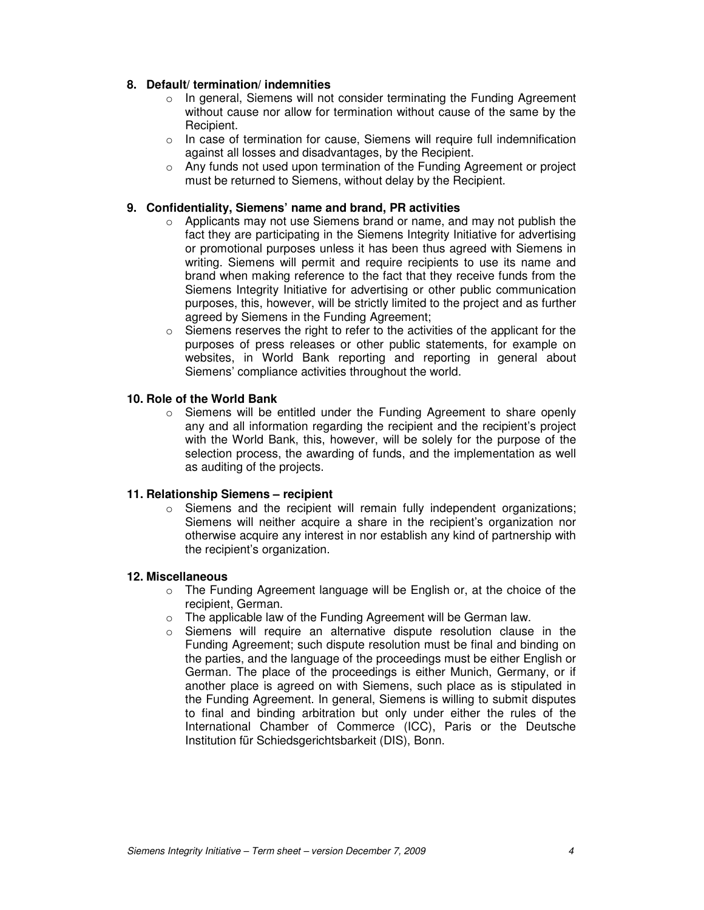## 8. Default/ termination/ indemnities

- In general, Siemens will not consider terminating the Funding Agreement without cause nor allow for termination without cause of the same by the Recipient.
- In case of termination for cause, Siemens will require full indemnification against all losses and disadvantages, by the Recipient.
- Any funds not used upon termination of the Funding Agreement or project must be returned to Siemens, without delay by the Recipient.

## 9. Confidentiality, Siemens' name and brand, PR activities

- Applicants may not use Siemens brand or name, and may not publish the fact they are participating in the Siemens Integrity Initiative for advertising or promotional purposes unless it has been thus agreed with Siemens in writing. Siemens will permit and require recipients to use its name and brand when making reference to the fact that they receive funds from the Siemens Integrity Initiative for advertising or other public communication purposes, this, however, will be strictly limited to the project and as further agreed by Siemens in the Funding Agreement;
- Siemens reserves the right to refer to the activities of the applicant for the purposes of press releases or other public statements, for example on websites, in World Bank reporting and reporting in general about Siemens' compliance activities throughout the world.

## 10. Role of the World Bank

- Siemens will be entitled under the Funding Agreement to share openly any and all information regarding the recipient and the recipient's project with the World Bank, this, however, will be solely for the purpose of the selection process, the awarding of funds, and the implementation as well as auditing of the projects.

## 11. Relationship Siemens – recipient

- Siemens and the recipient will remain fully independent organizations; Siemens will neither acquire a share in the recipient's organization nor otherwise acquire any interest in nor establish any kind of partnership with the recipient's organization.

## 12. Miscellaneous

- The Funding Agreement language will be English or, at the choice of the recipient, German.
- The applicable law of the Funding Agreement will be German law.
- Siemens will require an alternative dispute resolution clause in the Funding Agreement; such dispute resolution must be final and binding on the parties, and the language of the proceedings must be either English or German. The place of the proceedings is either Munich, Germany, or if another place is agreed on with Siemens, such place as is stipulated in the Funding Agreement. In general, Siemens is willing to submit disputes to final and binding arbitration but only under either the rules of the International Chamber of Commerce (ICC), Paris or the Deutsche Institution für Schiedsgerichtsbarkeit (DIS), Bonn.